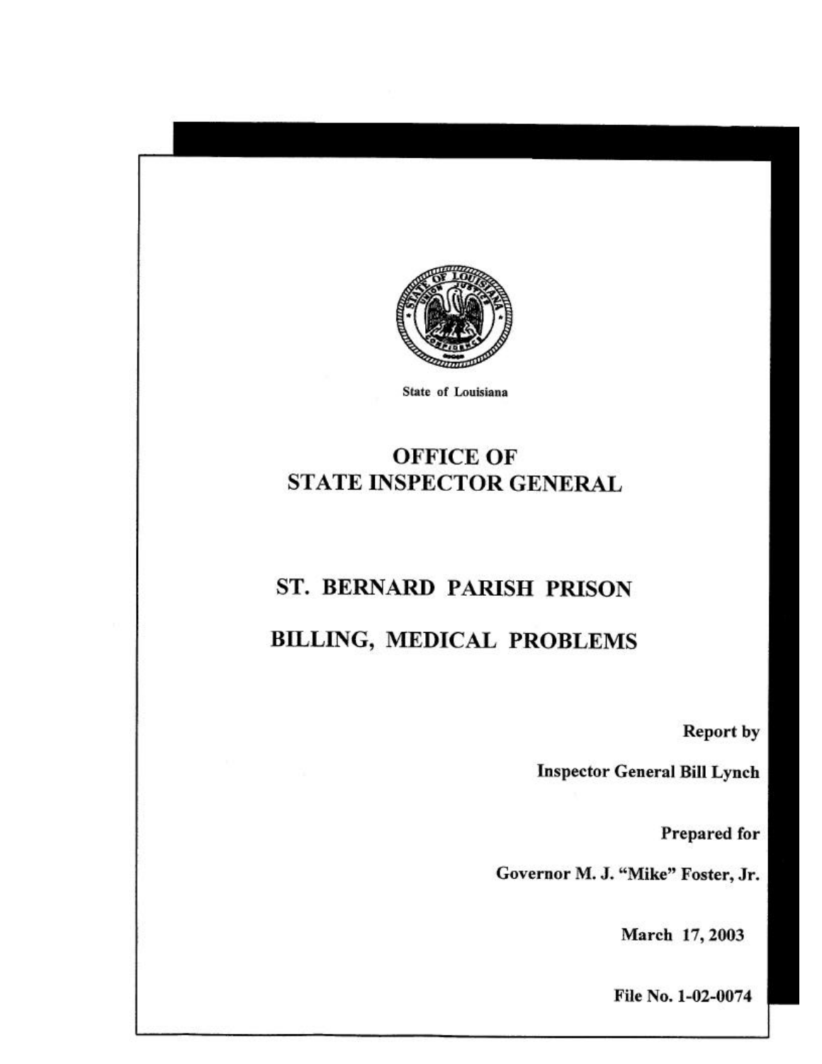State of Louisiana

# OFFICE OF STATE INSPECTOR GENERAL

# ST. BERNARD PARISH PRISON

# BILLING, MEDICAL PROBLEMS

**Report by**

**Inspector General Bill Lynch**

**Prepared for**

**Governor M. J. "Mike" Foster, Jr.**

**March 17, 2003**

**File No. 1-02-0074**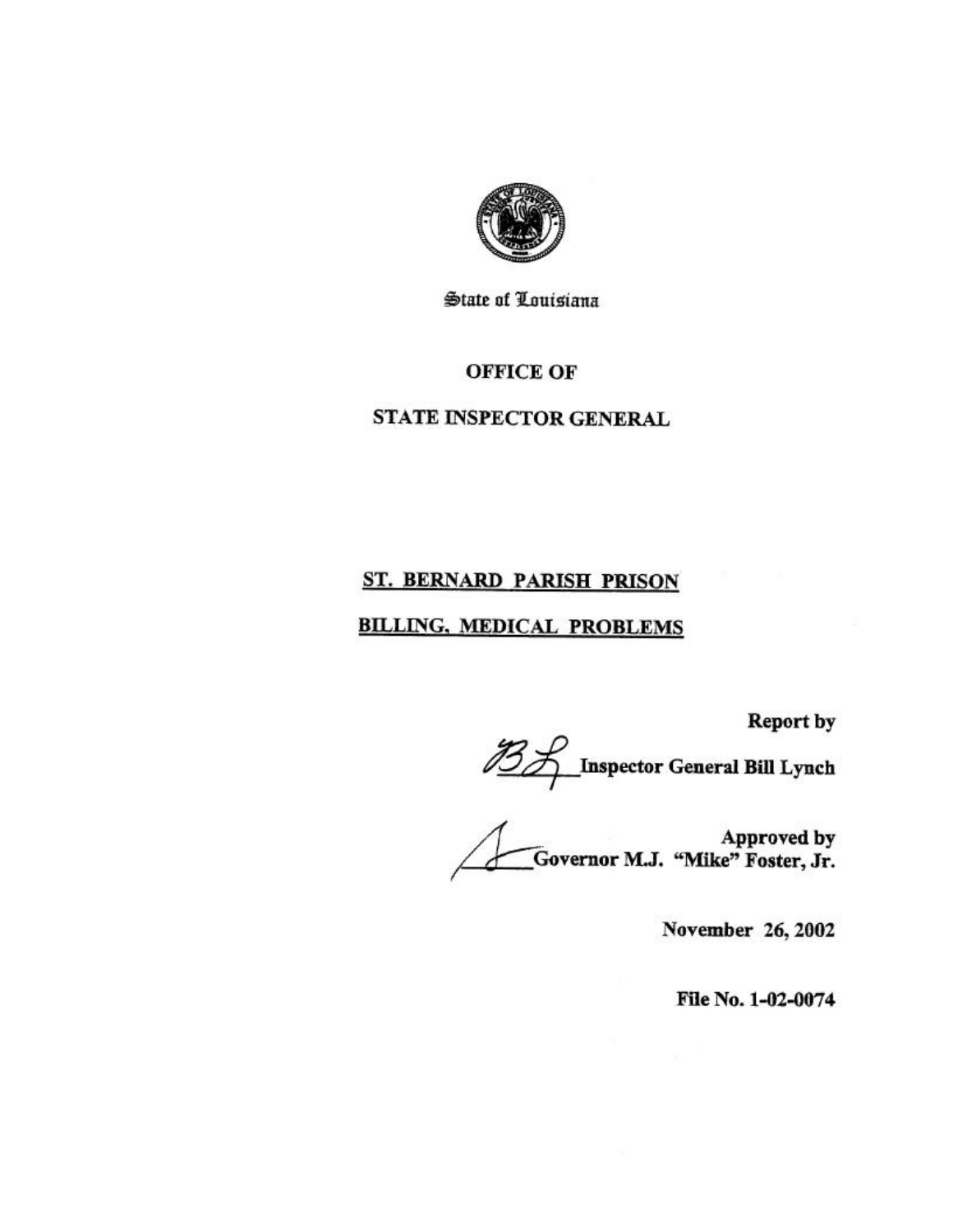State of Louisiana

**OFFICE OF**

**STATE INSPECTOR GENERAL**

# ST. BERNARD PARISH PRISON

# BILLING, MEDICAL PROBLEMS

**Report by**

**Inspector General Bill Lynch**

**Approved by**
**Governor M.J. "Mike" Foster, Jr.**

**November 26, 2002**

**File No. 1-02-0074**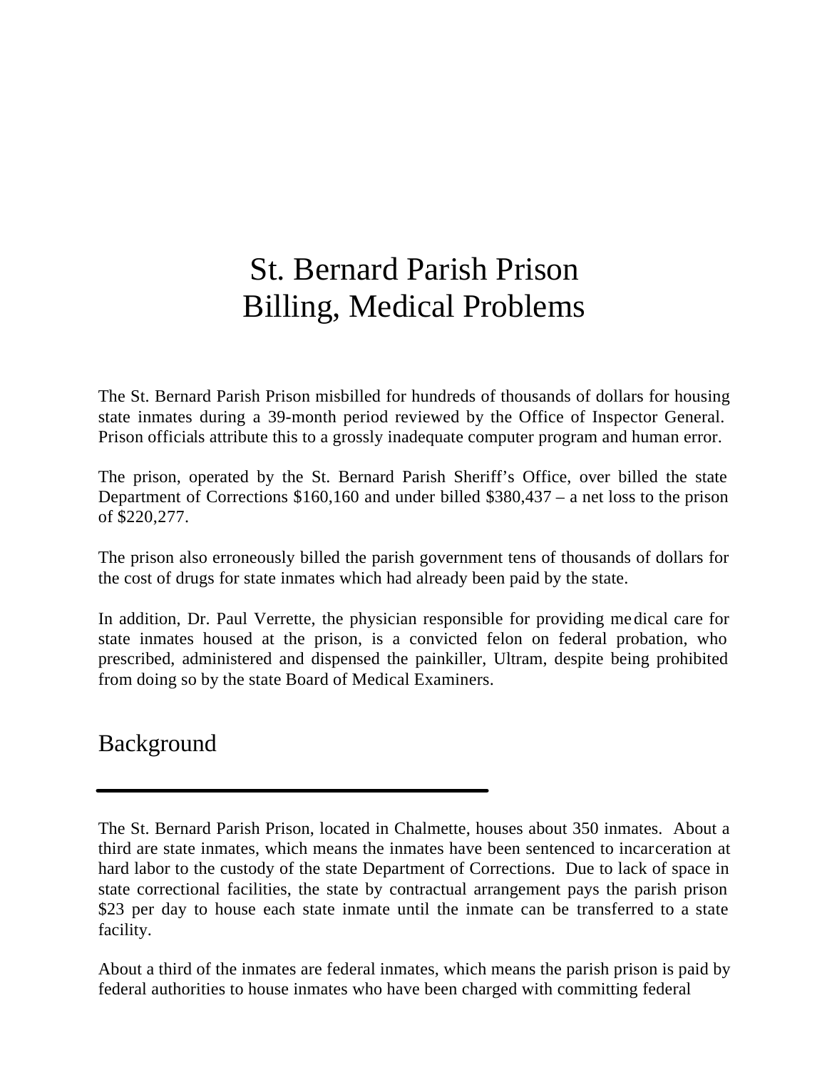# St. Bernard Parish Prison Billing, Medical Problems

The St. Bernard Parish Prison misbilled for hundreds of thousands of dollars for housing state inmates during a 39-month period reviewed by the Office of Inspector General. Prison officials attribute this to a grossly inadequate computer program and human error.

The prison, operated by the St. Bernard Parish Sheriff's Office, over billed the state Department of Corrections $160,160 and under billed $380,437 – a net loss to the prison of $220,277.

The prison also erroneously billed the parish government tens of thousands of dollars for the cost of drugs for state inmates which had already been paid by the state.

In addition, Dr. Paul Verrette, the physician responsible for providing medical care for state inmates housed at the prison, is a convicted felon on federal probation, who prescribed, administered and dispensed the painkiller, Ultram, despite being prohibited from doing so by the state Board of Medical Examiners.

## Background

The St. Bernard Parish Prison, located in Chalmette, houses about 350 inmates. About a third are state inmates, which means the inmates have been sentenced to incarceration at hard labor to the custody of the state Department of Corrections. Due to lack of space in state correctional facilities, the state by contractual arrangement pays the parish prison $23 per day to house each state inmate until the inmate can be transferred to a state facility.

About a third of the inmates are federal inmates, which means the parish prison is paid by federal authorities to house inmates who have been charged with committing federal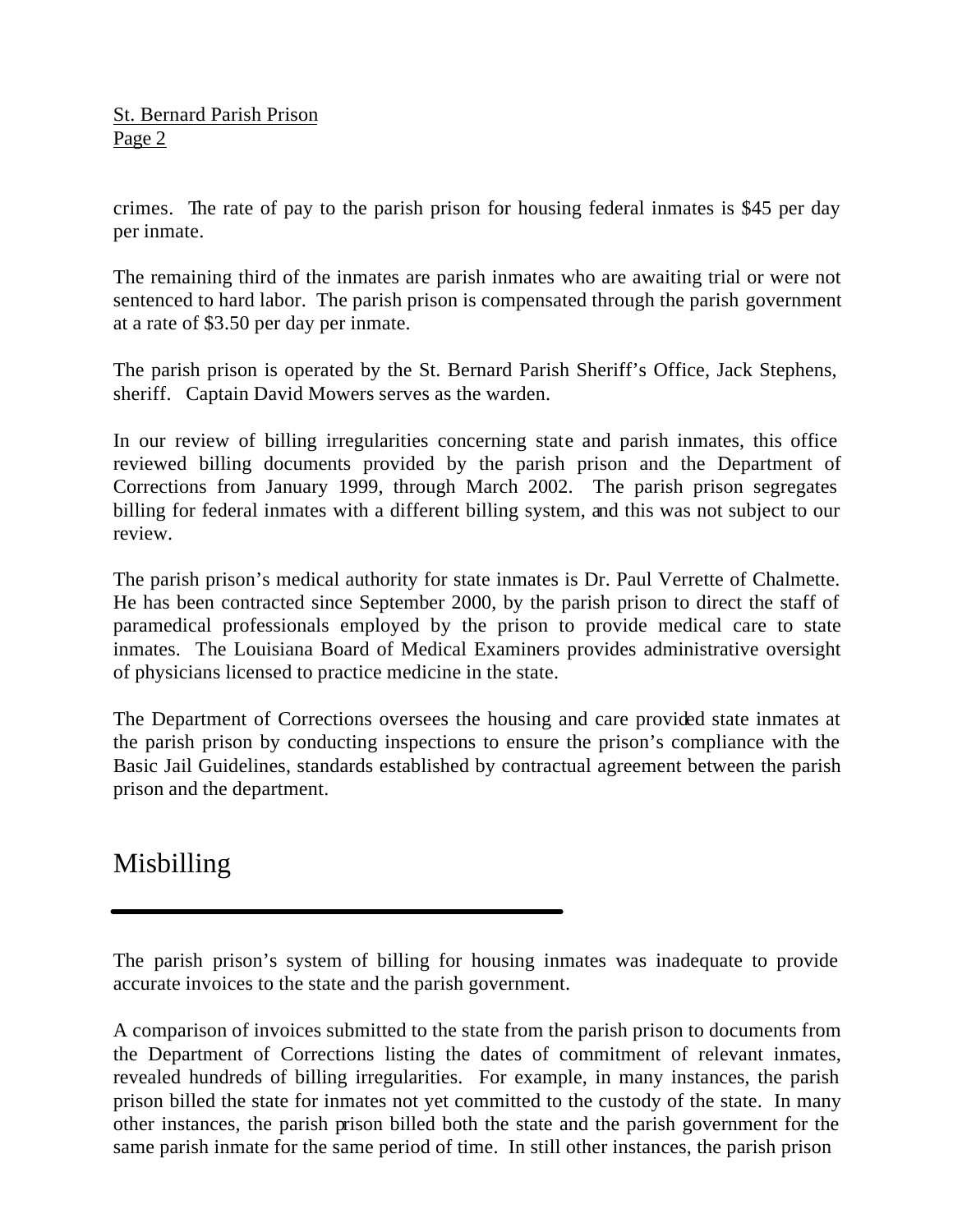crimes. The rate of pay to the parish prison for housing federal inmates is $45 per day per inmate.

The remaining third of the inmates are parish inmates who are awaiting trial or were not sentenced to hard labor. The parish prison is compensated through the parish government at a rate of $3.50 per day per inmate.

The parish prison is operated by the St. Bernard Parish Sheriff's Office, Jack Stephens, sheriff. Captain David Mowers serves as the warden.

In our review of billing irregularities concerning state and parish inmates, this office reviewed billing documents provided by the parish prison and the Department of Corrections from January 1999, through March 2002. The parish prison segregates billing for federal inmates with a different billing system, and this was not subject to our review.

The parish prison's medical authority for state inmates is Dr. Paul Verrette of Chalmette. He has been contracted since September 2000, by the parish prison to direct the staff of paramedical professionals employed by the prison to provide medical care to state inmates. The Louisiana Board of Medical Examiners provides administrative oversight of physicians licensed to practice medicine in the state.

The Department of Corrections oversees the housing and care provided state inmates at the parish prison by conducting inspections to ensure the prison's compliance with the Basic Jail Guidelines, standards established by contractual agreement between the parish prison and the department.

## Misbilling

The parish prison's system of billing for housing inmates was inadequate to provide accurate invoices to the state and the parish government.

A comparison of invoices submitted to the state from the parish prison to documents from the Department of Corrections listing the dates of commitment of relevant inmates, revealed hundreds of billing irregularities. For example, in many instances, the parish prison billed the state for inmates not yet committed to the custody of the state. In many other instances, the parish prison billed both the state and the parish government for the same parish inmate for the same period of time. In still other instances, the parish prison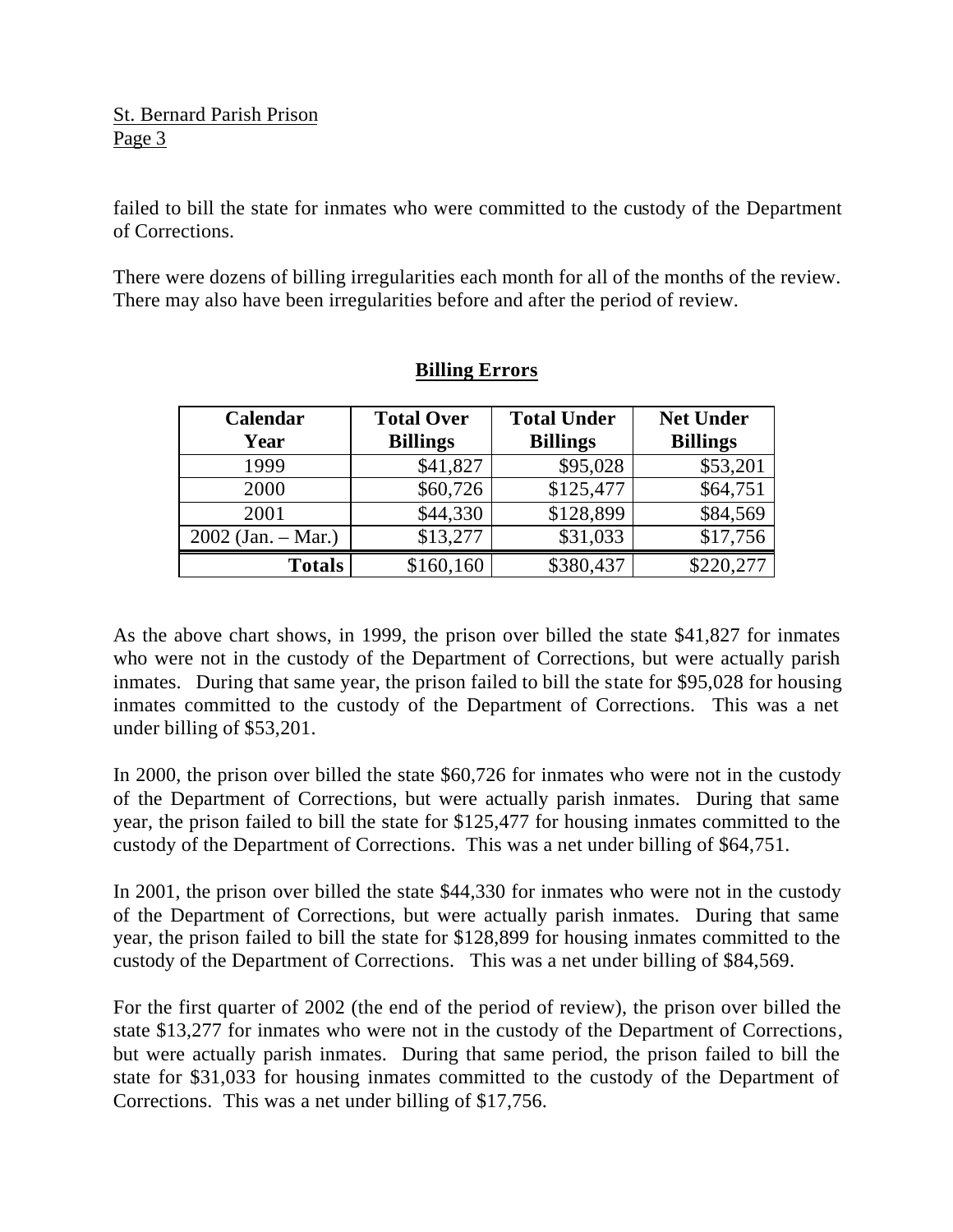failed to bill the state for inmates who were committed to the custody of the Department of Corrections.

There were dozens of billing irregularities each month for all of the months of the review. There may also have been irregularities before and after the period of review.

**Billing Errors**

| Calendar Year | Total Over Billings | Total Under Billings | Net Under Billings |
|---|---|---|---|
| 1999 | $41,827 | $95,028 | $53,201 |
| 2000 | $60,726 | $125,477 | $64,751 |
| 2001 | $44,330 | $128,899 | $84,569 |
| 2002 (Jan. – Mar.) | $13,277 | $31,033 | $17,756 |
| **Totals** | $160,160 | $380,437 | $220,277 |

As the above chart shows, in 1999, the prison over billed the state $41,827 for inmates who were not in the custody of the Department of Corrections, but were actually parish inmates. During that same year, the prison failed to bill the state for $95,028 for housing inmates committed to the custody of the Department of Corrections. This was a net under billing of $53,201.

In 2000, the prison over billed the state $60,726 for inmates who were not in the custody of the Department of Corrections, but were actually parish inmates. During that same year, the prison failed to bill the state for $125,477 for housing inmates committed to the custody of the Department of Corrections. This was a net under billing of $64,751.

In 2001, the prison over billed the state $44,330 for inmates who were not in the custody of the Department of Corrections, but were actually parish inmates. During that same year, the prison failed to bill the state for $128,899 for housing inmates committed to the custody of the Department of Corrections. This was a net under billing of $84,569.

For the first quarter of 2002 (the end of the period of review), the prison over billed the state $13,277 for inmates who were not in the custody of the Department of Corrections, but were actually parish inmates. During that same period, the prison failed to bill the state for $31,033 for housing inmates committed to the custody of the Department of Corrections. This was a net under billing of $17,756.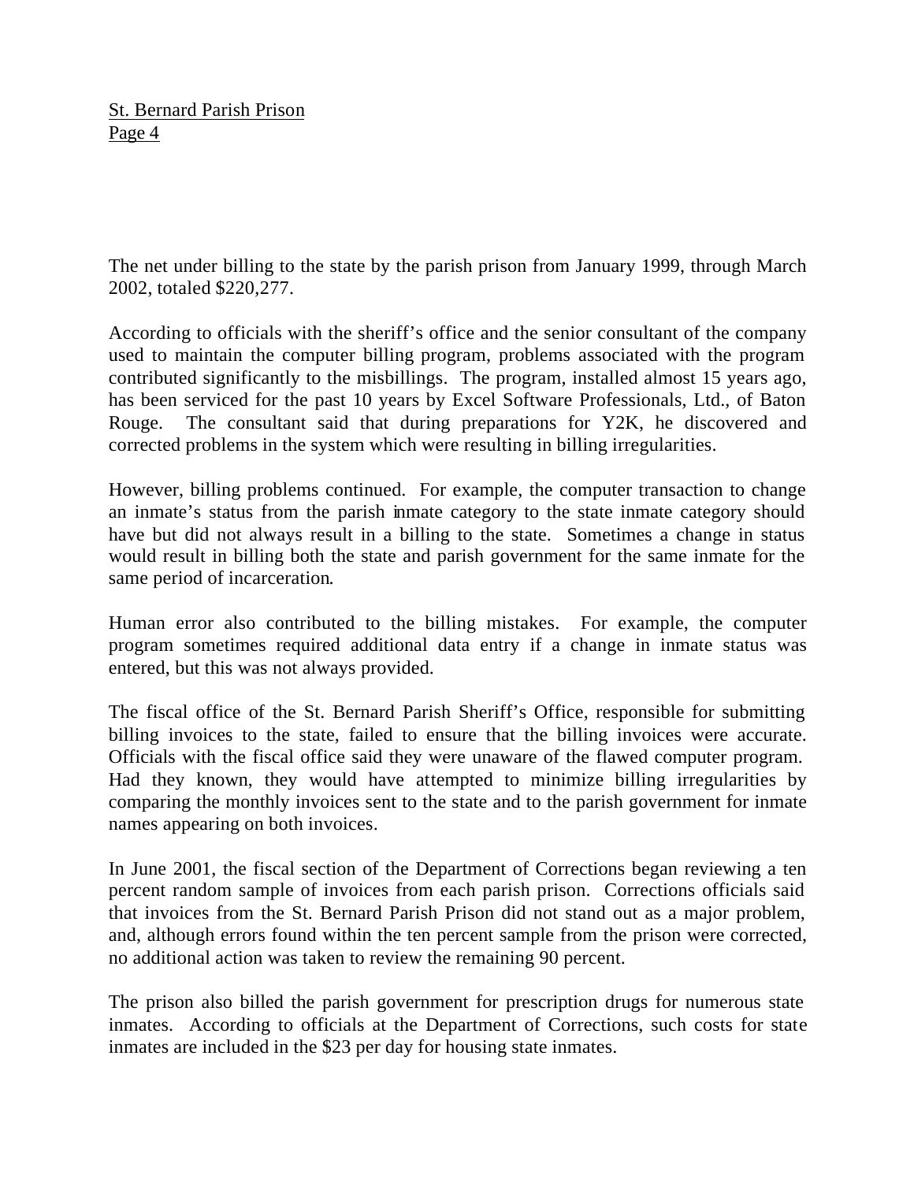The net under billing to the state by the parish prison from January 1999, through March 2002, totaled $220,277.

According to officials with the sheriff's office and the senior consultant of the company used to maintain the computer billing program, problems associated with the program contributed significantly to the misbillings. The program, installed almost 15 years ago, has been serviced for the past 10 years by Excel Software Professionals, Ltd., of Baton Rouge. The consultant said that during preparations for Y2K, he discovered and corrected problems in the system which were resulting in billing irregularities.

However, billing problems continued. For example, the computer transaction to change an inmate's status from the parish inmate category to the state inmate category should have but did not always result in a billing to the state. Sometimes a change in status would result in billing both the state and parish government for the same inmate for the same period of incarceration.

Human error also contributed to the billing mistakes. For example, the computer program sometimes required additional data entry if a change in inmate status was entered, but this was not always provided.

The fiscal office of the St. Bernard Parish Sheriff's Office, responsible for submitting billing invoices to the state, failed to ensure that the billing invoices were accurate. Officials with the fiscal office said they were unaware of the flawed computer program. Had they known, they would have attempted to minimize billing irregularities by comparing the monthly invoices sent to the state and to the parish government for inmate names appearing on both invoices.

In June 2001, the fiscal section of the Department of Corrections began reviewing a ten percent random sample of invoices from each parish prison. Corrections officials said that invoices from the St. Bernard Parish Prison did not stand out as a major problem, and, although errors found within the ten percent sample from the prison were corrected, no additional action was taken to review the remaining 90 percent.

The prison also billed the parish government for prescription drugs for numerous state inmates. According to officials at the Department of Corrections, such costs for state inmates are included in the $23 per day for housing state inmates.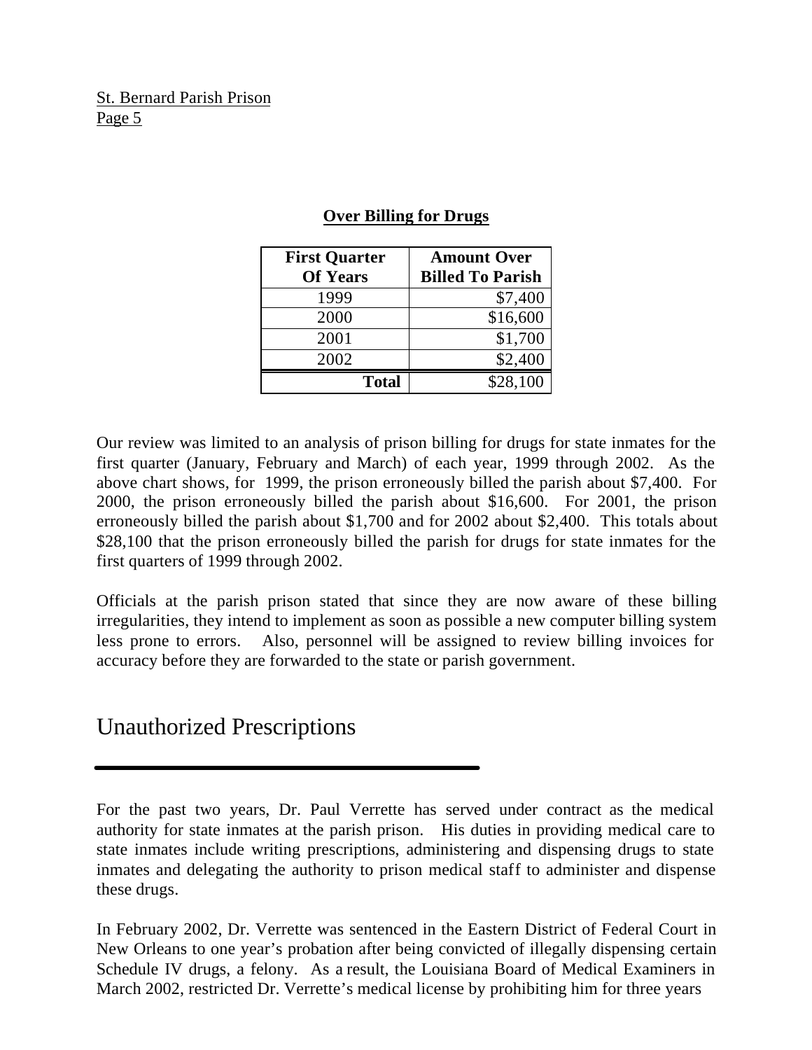**Over Billing for Drugs**

| First Quarter Of Years | Amount Over Billed To Parish |
|---|---|
| 1999 | $7,400 |
| 2000 | $16,600 |
| 2001 | $1,700 |
| 2002 | $2,400 |
| **Total** | $28,100 |

Our review was limited to an analysis of prison billing for drugs for state inmates for the first quarter (January, February and March) of each year, 1999 through 2002. As the above chart shows, for 1999, the prison erroneously billed the parish about $7,400. For 2000, the prison erroneously billed the parish about $16,600. For 2001, the prison erroneously billed the parish about $1,700 and for 2002 about $2,400. This totals about $28,100 that the prison erroneously billed the parish for drugs for state inmates for the first quarters of 1999 through 2002.

Officials at the parish prison stated that since they are now aware of these billing irregularities, they intend to implement as soon as possible a new computer billing system less prone to errors. Also, personnel will be assigned to review billing invoices for accuracy before they are forwarded to the state or parish government.

# Unauthorized Prescriptions

For the past two years, Dr. Paul Verrette has served under contract as the medical authority for state inmates at the parish prison. His duties in providing medical care to state inmates include writing prescriptions, administering and dispensing drugs to state inmates and delegating the authority to prison medical staff to administer and dispense these drugs.

In February 2002, Dr. Verrette was sentenced in the Eastern District of Federal Court in New Orleans to one year's probation after being convicted of illegally dispensing certain Schedule IV drugs, a felony. As a result, the Louisiana Board of Medical Examiners in March 2002, restricted Dr. Verrette's medical license by prohibiting him for three years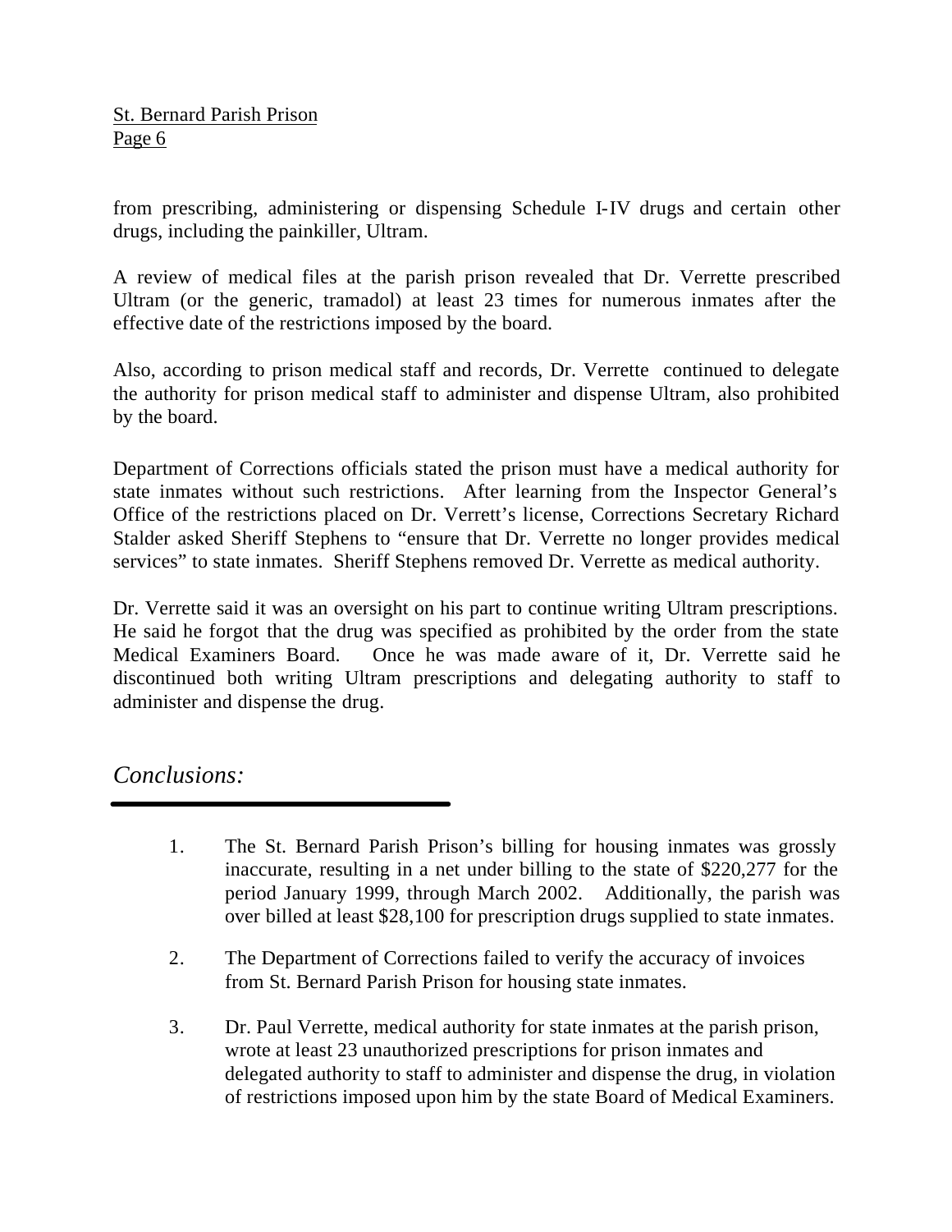from prescribing, administering or dispensing Schedule I-IV drugs and certain other drugs, including the painkiller, Ultram.

A review of medical files at the parish prison revealed that Dr. Verrette prescribed Ultram (or the generic, tramadol) at least 23 times for numerous inmates after the effective date of the restrictions imposed by the board.

Also, according to prison medical staff and records, Dr. Verrette continued to delegate the authority for prison medical staff to administer and dispense Ultram, also prohibited by the board.

Department of Corrections officials stated the prison must have a medical authority for state inmates without such restrictions. After learning from the Inspector General's Office of the restrictions placed on Dr. Verrett's license, Corrections Secretary Richard Stalder asked Sheriff Stephens to "ensure that Dr. Verrette no longer provides medical services" to state inmates. Sheriff Stephens removed Dr. Verrette as medical authority.

Dr. Verrette said it was an oversight on his part to continue writing Ultram prescriptions. He said he forgot that the drug was specified as prohibited by the order from the state Medical Examiners Board. Once he was made aware of it, Dr. Verrette said he discontinued both writing Ultram prescriptions and delegating authority to staff to administer and dispense the drug.

## *Conclusions:*

1. The St. Bernard Parish Prison's billing for housing inmates was grossly inaccurate, resulting in a net under billing to the state of $220,277 for the period January 1999, through March 2002. Additionally, the parish was over billed at least $28,100 for prescription drugs supplied to state inmates.

2. The Department of Corrections failed to verify the accuracy of invoices from St. Bernard Parish Prison for housing state inmates.

3. Dr. Paul Verrette, medical authority for state inmates at the parish prison, wrote at least 23 unauthorized prescriptions for prison inmates and delegated authority to staff to administer and dispense the drug, in violation of restrictions imposed upon him by the state Board of Medical Examiners.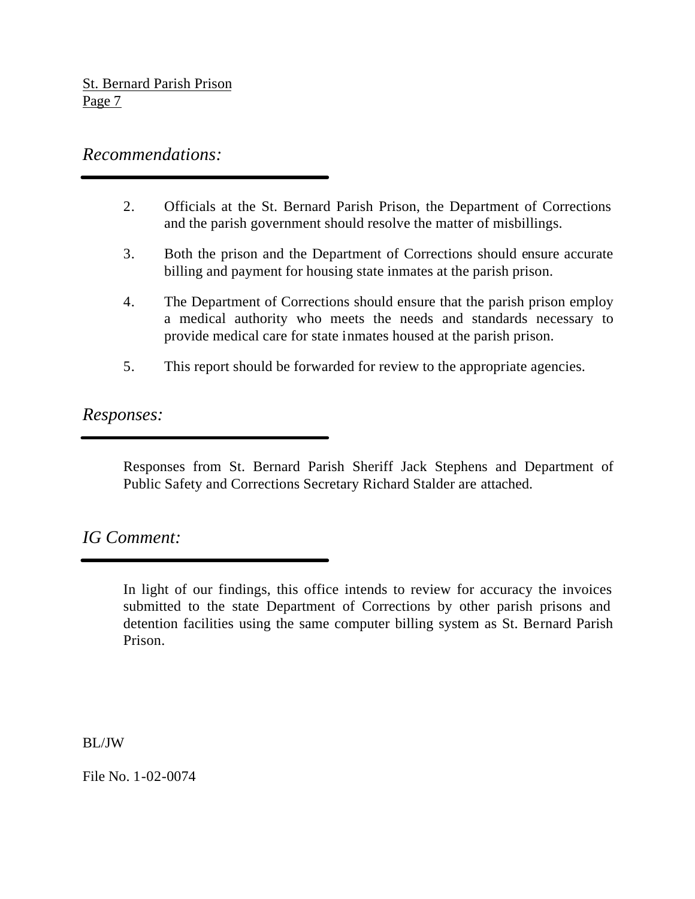## *Recommendations:*

2. Officials at the St. Bernard Parish Prison, the Department of Corrections and the parish government should resolve the matter of misbillings.

3. Both the prison and the Department of Corrections should ensure accurate billing and payment for housing state inmates at the parish prison.

4. The Department of Corrections should ensure that the parish prison employ a medical authority who meets the needs and standards necessary to provide medical care for state inmates housed at the parish prison.

5. This report should be forwarded for review to the appropriate agencies.

## *Responses:*

Responses from St. Bernard Parish Sheriff Jack Stephens and Department of Public Safety and Corrections Secretary Richard Stalder are attached.

## *IG Comment:*

In light of our findings, this office intends to review for accuracy the invoices submitted to the state Department of Corrections by other parish prisons and detention facilities using the same computer billing system as St. Bernard Parish Prison.

BL/JW

File No. 1-02-0074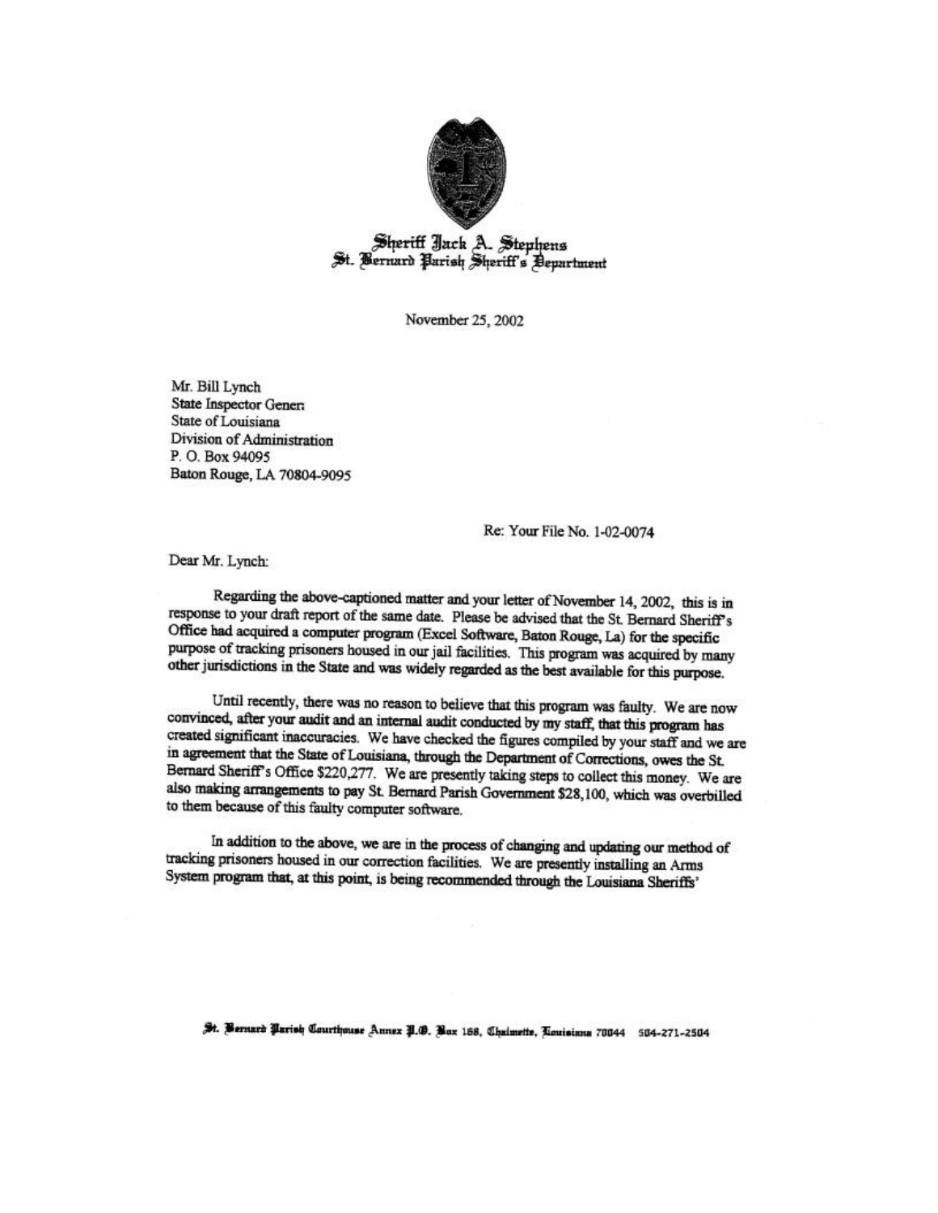**Sheriff Jack A. Stephens**
**St. Bernard Parish Sheriff's Department**

November 25, 2002

Mr. Bill Lynch
State Inspector Gener
State of Louisiana
Division of Administration
P. O. Box 94095
Baton Rouge, LA 70804-9095

Re: Your File No. 1-02-0074

Dear Mr. Lynch:

Regarding the above-captioned matter and your letter of November 14, 2002, this is in response to your draft report of the same date. Please be advised that the St. Bernard Sheriff's Office had acquired a computer program (Excel Software, Baton Rouge, La) for the specific purpose of tracking prisoners housed in our jail facilities. This program was acquired by many other jurisdictions in the State and was widely regarded as the best available for this purpose.

Until recently, there was no reason to believe that this program was faulty. We are now convinced, after your audit and an internal audit conducted by my staff, that this program has created significant inaccuracies. We have checked the figures compiled by your staff and we are in agreement that the State of Louisiana, through the Department of Corrections, owes the St. Bernard Sheriff's Office $220,277. We are presently taking steps to collect this money. We are also making arrangements to pay St. Bernard Parish Government $28,100, which was overbilled to them because of this faulty computer software.

In addition to the above, we are in the process of changing and updating our method of tracking prisoners housed in our correction facilities. We are presently installing an Arms System program that, at this point, is being recommended through the Louisiana Sheriffs'

St. Bernard Parish Courthouse Annex P.O. Box 168, Chalmette, Louisiana 70044 504-271-2504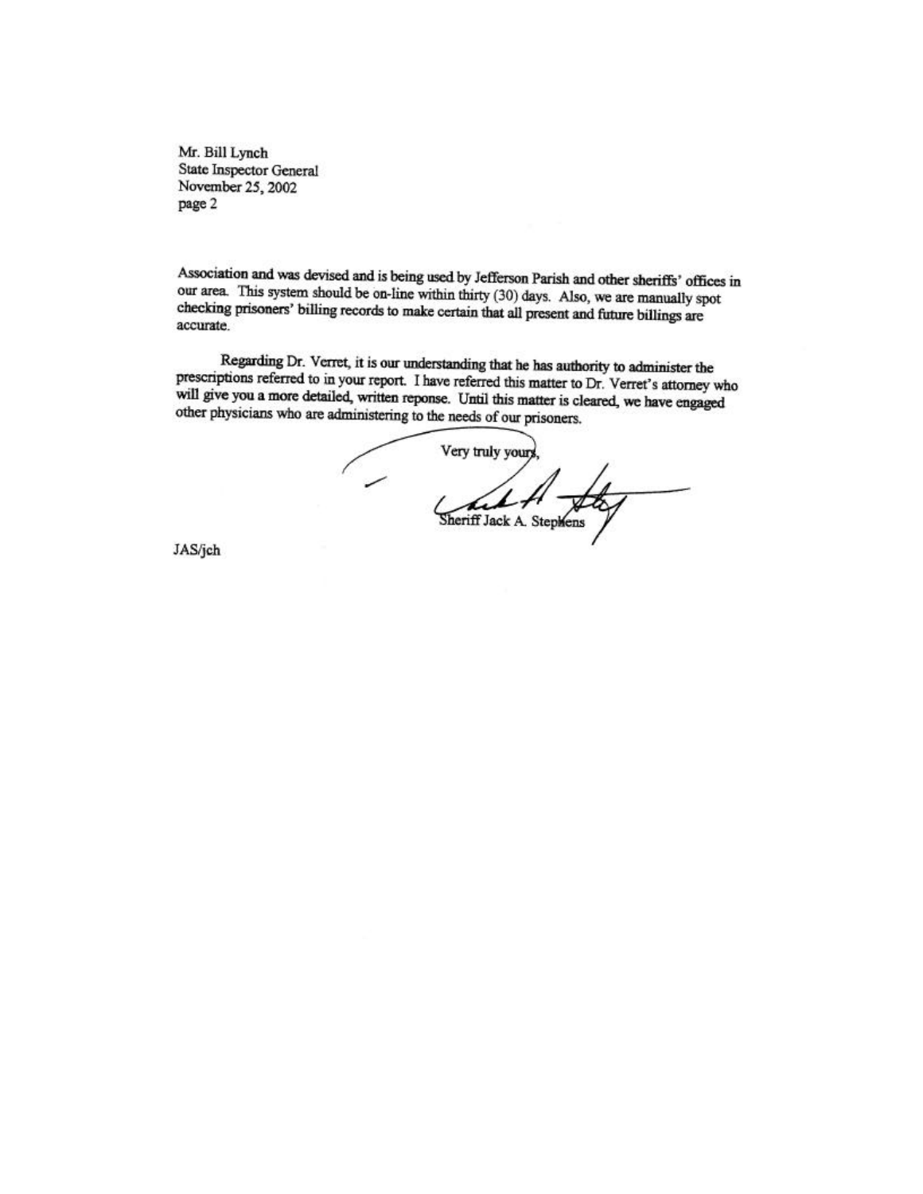Mr. Bill Lynch
State Inspector General
November 25, 2002
page 2

Association and was devised and is being used by Jefferson Parish and other sheriffs' offices in our area. This system should be on-line within thirty (30) days. Also, we are manually spot checking prisoners' billing records to make certain that all present and future billings are accurate.

Regarding Dr. Verret, it is our understanding that he has authority to administer the prescriptions referred to in your report. I have referred this matter to Dr. Verret's attorney who will give you a more detailed, written reponse. Until this matter is cleared, we have engaged other physicians who are administering to the needs of our prisoners.

Very truly yours,

Sheriff Jack A. Stephens

JAS/jch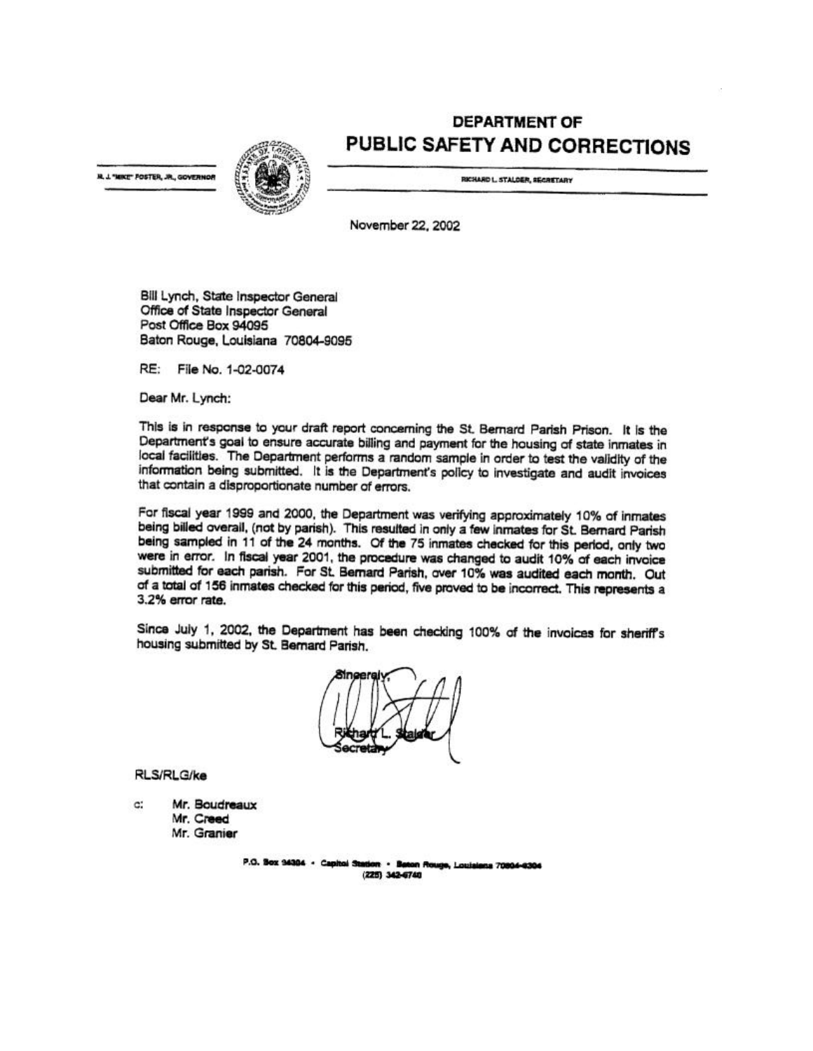# DEPARTMENT OF PUBLIC SAFETY AND CORRECTIONS

M. J. "MIKE" FOSTER, JR., GOVERNOR

RICHARD L. STALDER, SECRETARY

November 22, 2002

Bill Lynch, State Inspector General
Office of State Inspector General
Post Office Box 94095
Baton Rouge, Louisiana 70804-9095

RE: File No. 1-02-0074

Dear Mr. Lynch:

This is in response to your draft report concerning the St. Bernard Parish Prison. It is the Department's goal to ensure accurate billing and payment for the housing of state inmates in local facilities. The Department performs a random sample in order to test the validity of the information being submitted. It is the Department's policy to investigate and audit invoices that contain a disproportionate number of errors.

For fiscal year 1999 and 2000, the Department was verifying approximately 10% of inmates being billed overall, (not by parish). This resulted in only a few inmates for St. Bernard Parish being sampled in 11 of the 24 months. Of the 75 inmates checked for this period, only two were in error. In fiscal year 2001, the procedure was changed to audit 10% of each invoice submitted for each parish. For St. Bernard Parish, over 10% was audited each month. Out of a total of 156 inmates checked for this period, five proved to be incorrect. This represents a 3.2% error rate.

Since July 1, 2002, the Department has been checking 100% of the invoices for sheriff's housing submitted by St. Bernard Parish.

Sincerely,

Richard L. Stalder
Secretary

RLS/RLG/ke

c: Mr. Boudreaux
Mr. Creed
Mr. Granier

P.O. Box 94304 • Capitol Station • Baton Rouge, Louisiana 70804-9304
(225) 342-6740